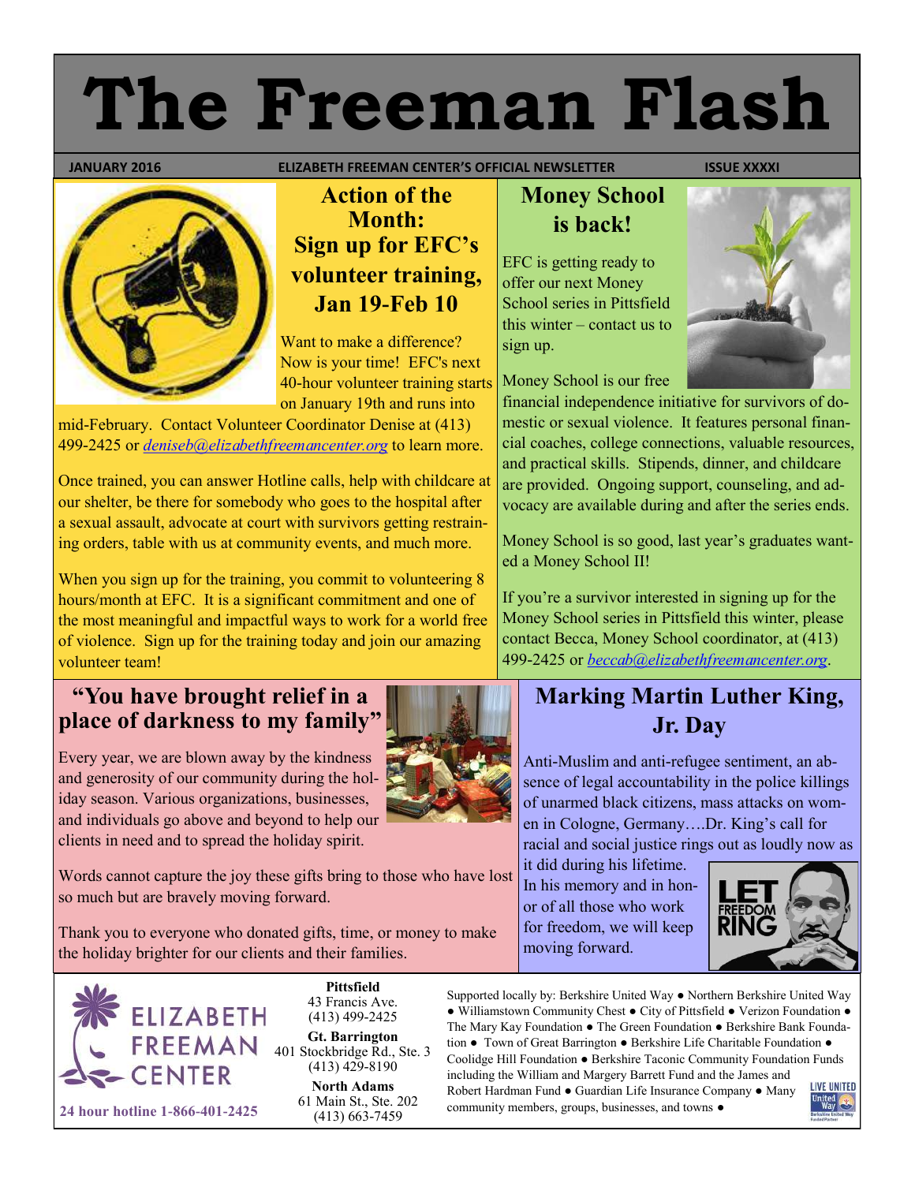# The Freeman Flash

**JANUARY 2016** | **ELIZABETH FREEMAN CENTER'S OFFICIAL NEWSLETTER** | **ISSUE XXXXI**

## Action of the Month: Sign up for EFC's volunteer training, Jan 19-Feb 10

Want to make a difference? Now is your time! EFC's next 40-hour volunteer training starts on January 19th and runs into mid-February. Contact Volunteer Coordinator Denise at (413) 499-2425 or *deniseb@elizabethfreemancenter.org* to learn more.

Once trained, you can answer Hotline calls, help with childcare at our shelter, be there for somebody who goes to the hospital after a sexual assault, advocate at court with survivors getting restraining orders, table with us at community events, and much more.

When you sign up for the training, you commit to volunteering 8 hours/month at EFC. It is a significant commitment and one of the most meaningful and impactful ways to work for a world free of violence. Sign up for the training today and join our amazing volunteer team!

## Money School is back!

EFC is getting ready to offer our next Money School series in Pittsfield this winter – contact us to sign up.

Money School is our free financial independence initiative for survivors of domestic or sexual violence. It features personal financial coaches, college connections, valuable resources, and practical skills. Stipends, dinner, and childcare are provided. Ongoing support, counseling, and advocacy are available during and after the series ends.

Money School is so good, last year's graduates wanted a Money School II!

If you're a survivor interested in signing up for the Money School series in Pittsfield this winter, please contact Becca, Money School coordinator, at (413) 499-2425 or *beccab@elizabethfreemancenter.org*.

## "You have brought relief in a place of darkness to my family"

Every year, we are blown away by the kindness and generosity of our community during the holiday season. Various organizations, businesses, and individuals go above and beyond to help our clients in need and to spread the holiday spirit.

Words cannot capture the joy these gifts bring to those who have lost so much but are bravely moving forward.

Thank you to everyone who donated gifts, time, or money to make the holiday brighter for our clients and their families.

## Marking Martin Luther King, Jr. Day

Anti-Muslim and anti-refugee sentiment, an absence of legal accountability in the police killings of unarmed black citizens, mass attacks on women in Cologne, Germany….Dr. King's call for racial and social justice rings out as loudly now as it did during his lifetime. In his memory and in honor of all those who work for freedom, we will keep moving forward.

---

**ELIZABETH FREEMAN CENTER**

**24 hour hotline 1-866-401-2425**

**Pittsfield**
43 Francis Ave.
(413) 499-2425

**Gt. Barrington**
401 Stockbridge Rd., Ste. 3
(413) 429-8190

**North Adams**
61 Main St., Ste. 202
(413) 663-7459

Supported locally by: Berkshire United Way ● Northern Berkshire United Way ● Williamstown Community Chest ● City of Pittsfield ● Verizon Foundation ● The Mary Kay Foundation ● The Green Foundation ● Berkshire Bank Foundation ● Town of Great Barrington ● Berkshire Life Charitable Foundation ● Coolidge Hill Foundation ● Berkshire Taconic Community Foundation Funds including the William and Margery Barrett Fund and the James and Robert Hardman Fund ● Guardian Life Insurance Company ● Many community members, groups, businesses, and towns ●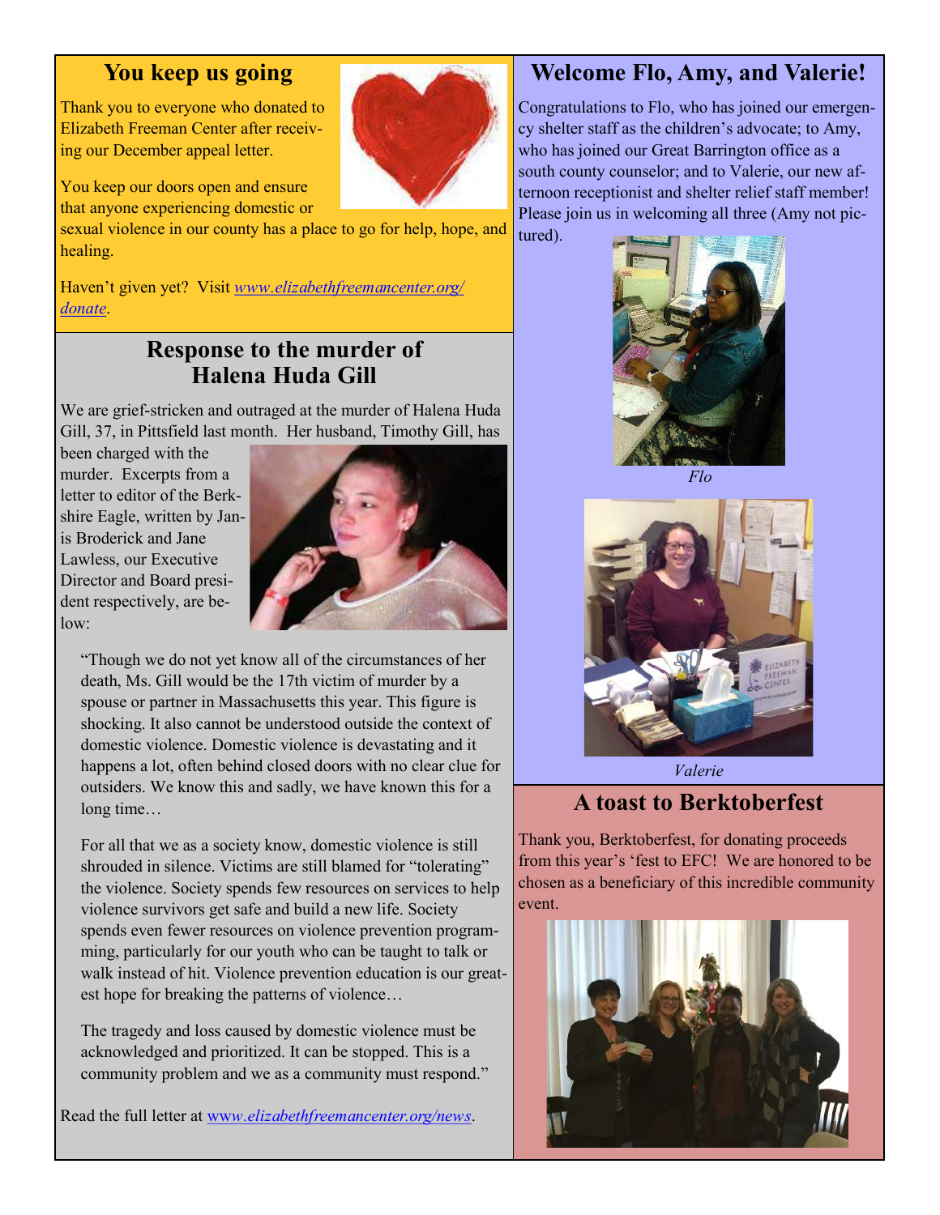## You keep us going

Thank you to everyone who donated to Elizabeth Freeman Center after receiving our December appeal letter.

You keep our doors open and ensure that anyone experiencing domestic or sexual violence in our county has a place to go for help, hope, and healing.

Haven't given yet? Visit *www.elizabethfreemancenter.org/donate*.

## Response to the murder of Halena Huda Gill

We are grief-stricken and outraged at the murder of Halena Huda Gill, 37, in Pittsfield last month. Her husband, Timothy Gill, has been charged with the murder. Excerpts from a letter to editor of the Berkshire Eagle, written by Janis Broderick and Jane Lawless, our Executive Director and Board president respectively, are below:

> "Though we do not yet know all of the circumstances of her death, Ms. Gill would be the 17th victim of murder by a spouse or partner in Massachusetts this year. This figure is shocking. It also cannot be understood outside the context of domestic violence. Domestic violence is devastating and it happens a lot, often behind closed doors with no clear clue for outsiders. We know this and sadly, we have known this for a long time…
>
> For all that we as a society know, domestic violence is still shrouded in silence. Victims are still blamed for "tolerating" the violence. Society spends few resources on services to help violence survivors get safe and build a new life. Society spends even fewer resources on violence prevention programming, particularly for our youth who can be taught to talk or walk instead of hit. Violence prevention education is our greatest hope for breaking the patterns of violence…
>
> The tragedy and loss caused by domestic violence must be acknowledged and prioritized. It can be stopped. This is a community problem and we as a community must respond."

Read the full letter at www.elizabethfreemancenter.org/news.

## Welcome Flo, Amy, and Valerie!

Congratulations to Flo, who has joined our emergency shelter staff as the children's advocate; to Amy, who has joined our Great Barrington office as a south county counselor; and to Valerie, our new afternoon receptionist and shelter relief staff member! Please join us in welcoming all three (Amy not pictured).

*Flo*

*Valerie*

## A toast to Berktoberfest

Thank you, Berktoberfest, for donating proceeds from this year's 'fest to EFC! We are honored to be chosen as a beneficiary of this incredible community event.